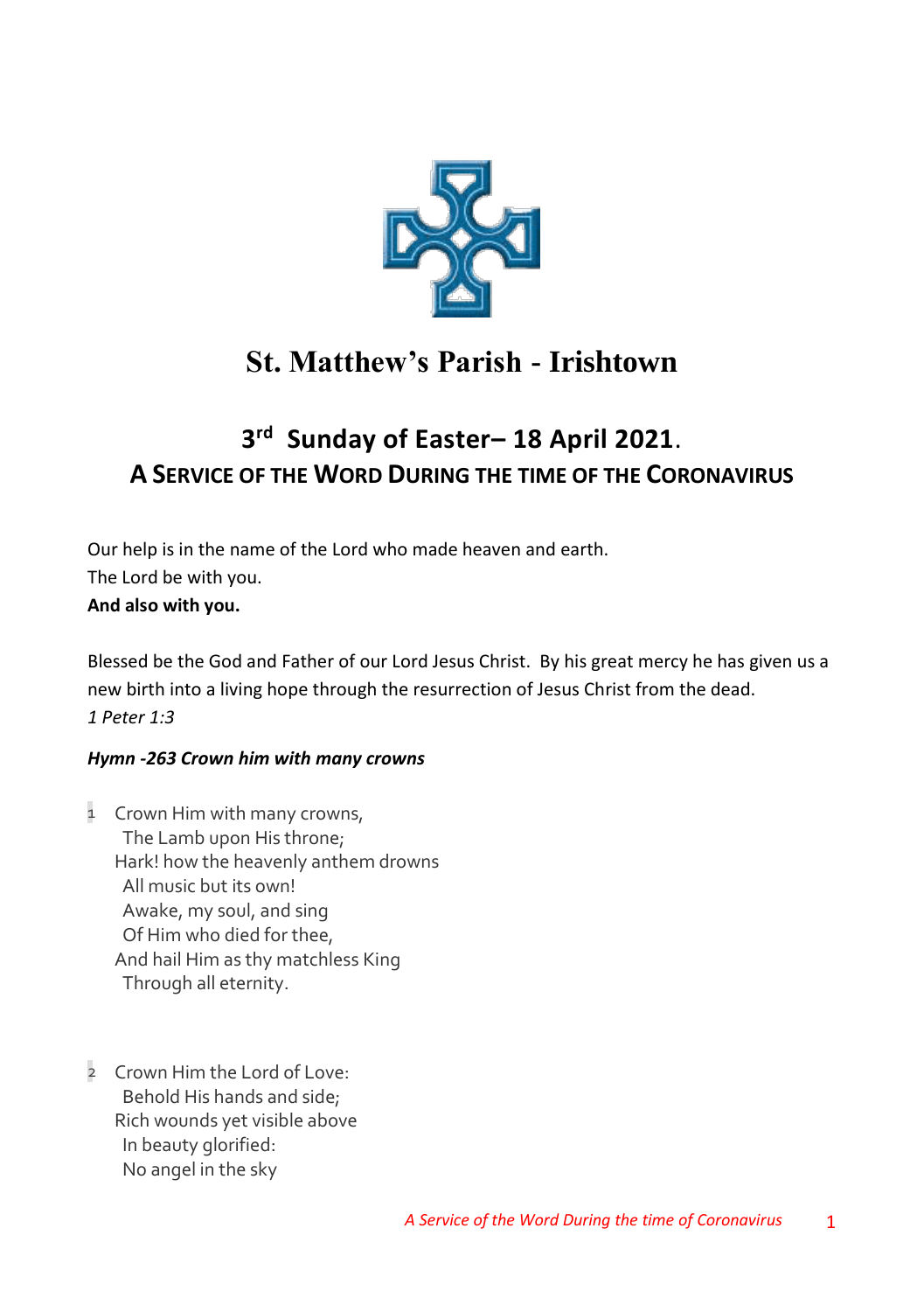# St. Matthew's Parish - Irishtown

## 3rd Sunday of Easter– 18 April 2021.

## A SERVICE OF THE WORD DURING THE TIME OF THE CORONAVIRUS

Our help is in the name of the Lord who made heaven and earth.
The Lord be with you.
**And also with you.**

Blessed be the God and Father of our Lord Jesus Christ. By his great mercy he has given us a new birth into a living hope through the resurrection of Jesus Christ from the dead.
*1 Peter 1:3*

***Hymn -263 Crown him with many crowns***

1 Crown Him with many crowns,
The Lamb upon His throne;
Hark! how the heavenly anthem drowns
All music but its own!
Awake, my soul, and sing
Of Him who died for thee,
And hail Him as thy matchless King
Through all eternity.

2 Crown Him the Lord of Love:
Behold His hands and side;
Rich wounds yet visible above
In beauty glorified:
No angel in the sky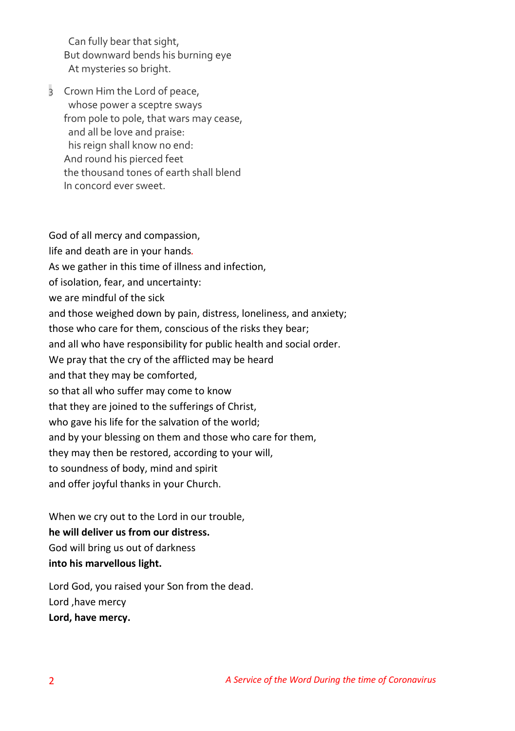Can fully bear that sight,
But downward bends his burning eye
At mysteries so bright.

3 Crown Him the Lord of peace,
whose power a sceptre sways
from pole to pole, that wars may cease,
and all be love and praise:
his reign shall know no end:
And round his pierced feet
the thousand tones of earth shall blend
In concord ever sweet.

God of all mercy and compassion,
life and death are in your hands.
As we gather in this time of illness and infection,
of isolation, fear, and uncertainty:
we are mindful of the sick
and those weighed down by pain, distress, loneliness, and anxiety;
those who care for them, conscious of the risks they bear;
and all who have responsibility for public health and social order.
We pray that the cry of the afflicted may be heard
and that they may be comforted,
so that all who suffer may come to know
that they are joined to the sufferings of Christ,
who gave his life for the salvation of the world;
and by your blessing on them and those who care for them,
they may then be restored, according to your will,
to soundness of body, mind and spirit
and offer joyful thanks in your Church.

When we cry out to the Lord in our trouble,
**he will deliver us from our distress.**
God will bring us out of darkness
**into his marvellous light.**

Lord God, you raised your Son from the dead.
Lord ,have mercy
**Lord, have mercy.**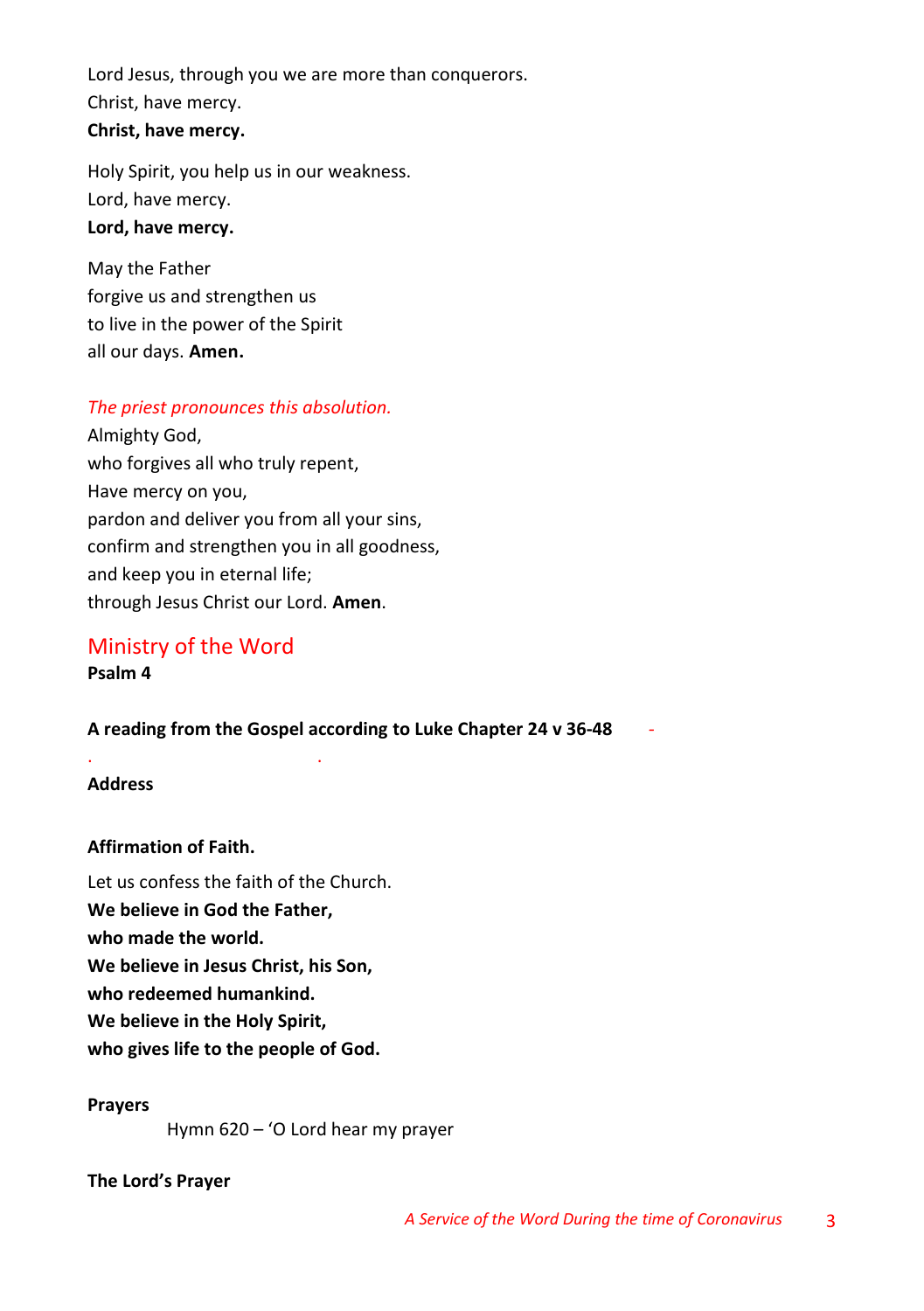Lord Jesus, through you we are more than conquerors.
Christ, have mercy.
**Christ, have mercy.**

Holy Spirit, you help us in our weakness.
Lord, have mercy.
**Lord, have mercy.**

May the Father
forgive us and strengthen us
to live in the power of the Spirit
all our days. **Amen.**

*The priest pronounces this absolution.*
Almighty God,
who forgives all who truly repent,
Have mercy on you,
pardon and deliver you from all your sins,
confirm and strengthen you in all goodness,
and keep you in eternal life;
through Jesus Christ our Lord. **Amen**.

## Ministry of the Word

**Psalm 4**

**A reading from the Gospel according to Luke Chapter 24 v 36-48**

**Address**

**Affirmation of Faith.**

Let us confess the faith of the Church.
**We believe in God the Father,**
**who made the world.**
**We believe in Jesus Christ, his Son,**
**who redeemed humankind.**
**We believe in the Holy Spirit,**
**who gives life to the people of God.**

**Prayers**

Hymn 620 – 'O Lord hear my prayer

**The Lord's Prayer**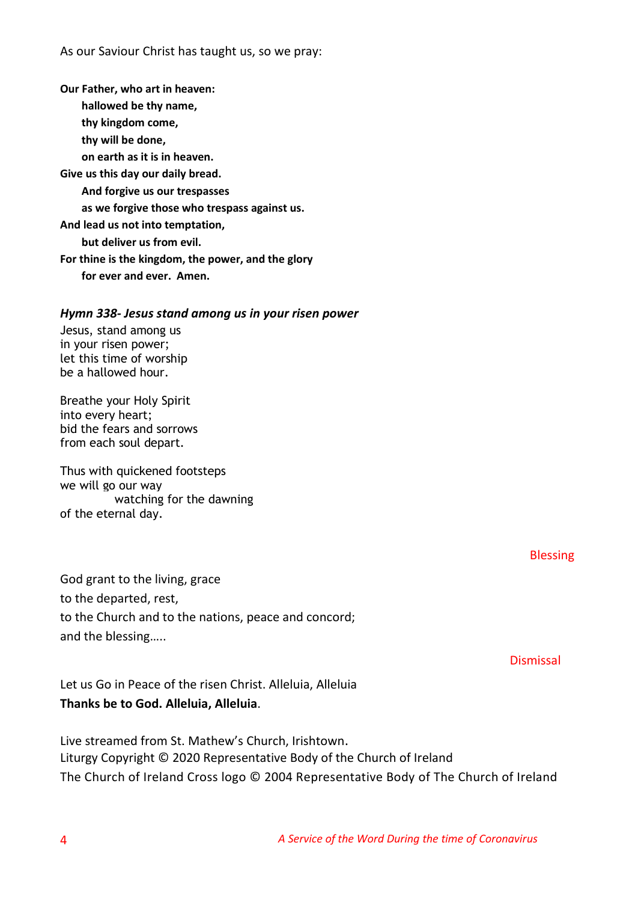As our Saviour Christ has taught us, so we pray:

**Our Father, who art in heaven:**
**hallowed be thy name,**
**thy kingdom come,**
**thy will be done,**
**on earth as it is in heaven.**
**Give us this day our daily bread.**
**And forgive us our trespasses**
**as we forgive those who trespass against us.**
**And lead us not into temptation,**
**but deliver us from evil.**
**For thine is the kingdom, the power, and the glory**
**for ever and ever. Amen.**

***Hymn 338- Jesus stand among us in your risen power***

Jesus, stand among us
in your risen power;
let this time of worship
be a hallowed hour.

Breathe your Holy Spirit
into every heart;
bid the fears and sorrows
from each soul depart.

Thus with quickened footsteps
we will go our way
watching for the dawning
of the eternal day.

Blessing

God grant to the living, grace
to the departed, rest,
to the Church and to the nations, peace and concord;
and the blessing…..

Dismissal

Let us Go in Peace of the risen Christ. Alleluia, Alleluia
**Thanks be to God. Alleluia, Alleluia**.

Live streamed from St. Mathew's Church, Irishtown.
Liturgy Copyright © 2020 Representative Body of the Church of Ireland
The Church of Ireland Cross logo © 2004 Representative Body of The Church of Ireland